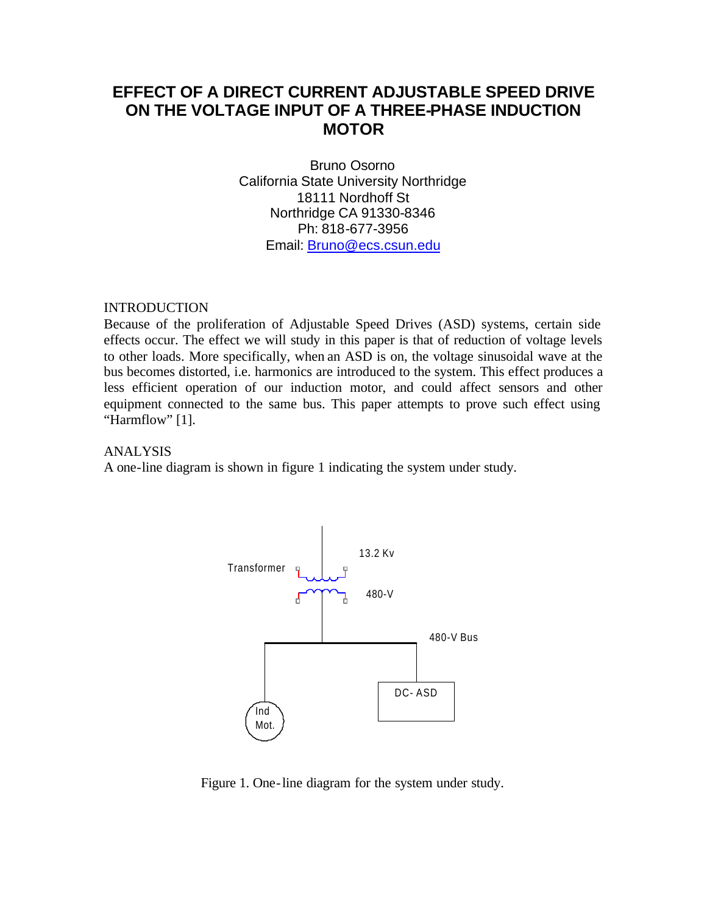# EFFECT OF A DIRECT CURRENT ADJUSTABLE SPEED DRIVE ON THE VOLTAGE INPUT OF A THREE-PHASE INDUCTION MOTOR

Bruno Osorno
California State University Northridge
18111 Nordhoff St
Northridge CA 91330-8346
Ph: 818-677-3956
Email: Bruno@ecs.csun.edu

## INTRODUCTION

Because of the proliferation of Adjustable Speed Drives (ASD) systems, certain side effects occur. The effect we will study in this paper is that of reduction of voltage levels to other loads. More specifically, when an ASD is on, the voltage sinusoidal wave at the bus becomes distorted, i.e. harmonics are introduced to the system. This effect produces a less efficient operation of our induction motor, and could affect sensors and other equipment connected to the same bus. This paper attempts to prove such effect using "Harmflow" [1].

## ANALYSIS

A one-line diagram is shown in figure 1 indicating the system under study.

Figure 1. One-line diagram for the system under study.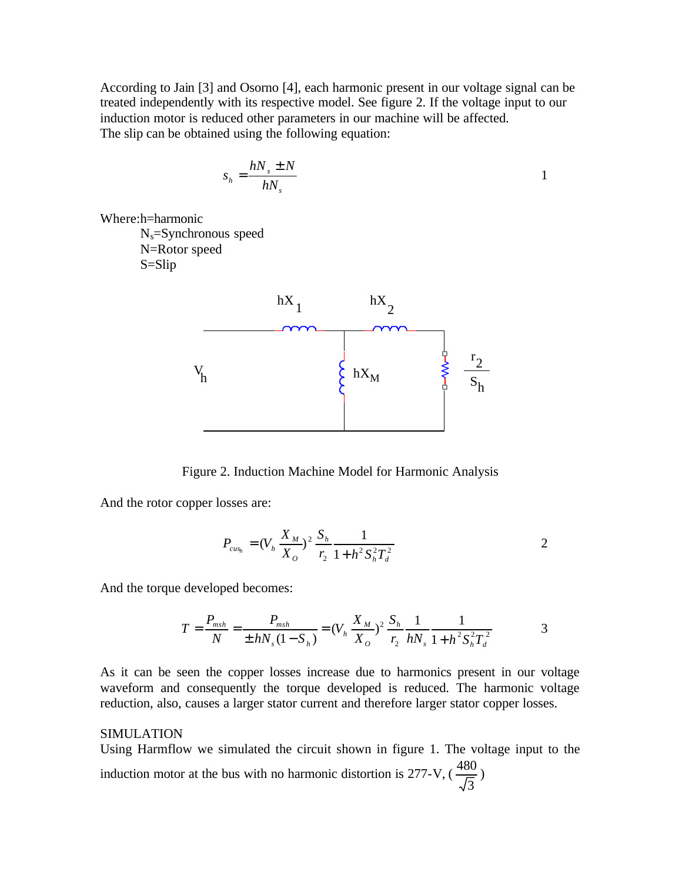According to Jain [3] and Osorno [4], each harmonic present in our voltage signal can be treated independently with its respective model. See figure 2. If the voltage input to our induction motor is reduced other parameters in our machine will be affected.
The slip can be obtained using the following equation:

$$s_h = \frac{hN_s \pm N}{hN_s} \qquad (1)$$

Where: h=harmonic
$N_s$=Synchronous speed
N=Rotor speed
S=Slip

Figure 2. Induction Machine Model for Harmonic Analysis

And the rotor copper losses are:

$$P_{cus_h} = (V_h \frac{X_M}{X_O})^2 \frac{S_h}{r_2} \frac{1}{1 + h^2 S_h^2 T_d^2} \qquad (2)$$

And the torque developed becomes:

$$T = \frac{P_{msh}}{N} = \frac{P_{msh}}{\pm hN_s(1 - S_h)} = (V_h \frac{X_M}{X_O})^2 \frac{S_h}{r_2} \frac{1}{hN_s} \frac{1}{1 + h^2 S_h^2 T_d^2} \qquad (3)$$

As it can be seen the copper losses increase due to harmonics present in our voltage waveform and consequently the torque developed is reduced. The harmonic voltage reduction, also, causes a larger stator current and therefore larger stator copper losses.

SIMULATION

Using Harmflow we simulated the circuit shown in figure 1. The voltage input to the induction motor at the bus with no harmonic distortion is 277-V, ($\frac{480}{\sqrt{3}}$)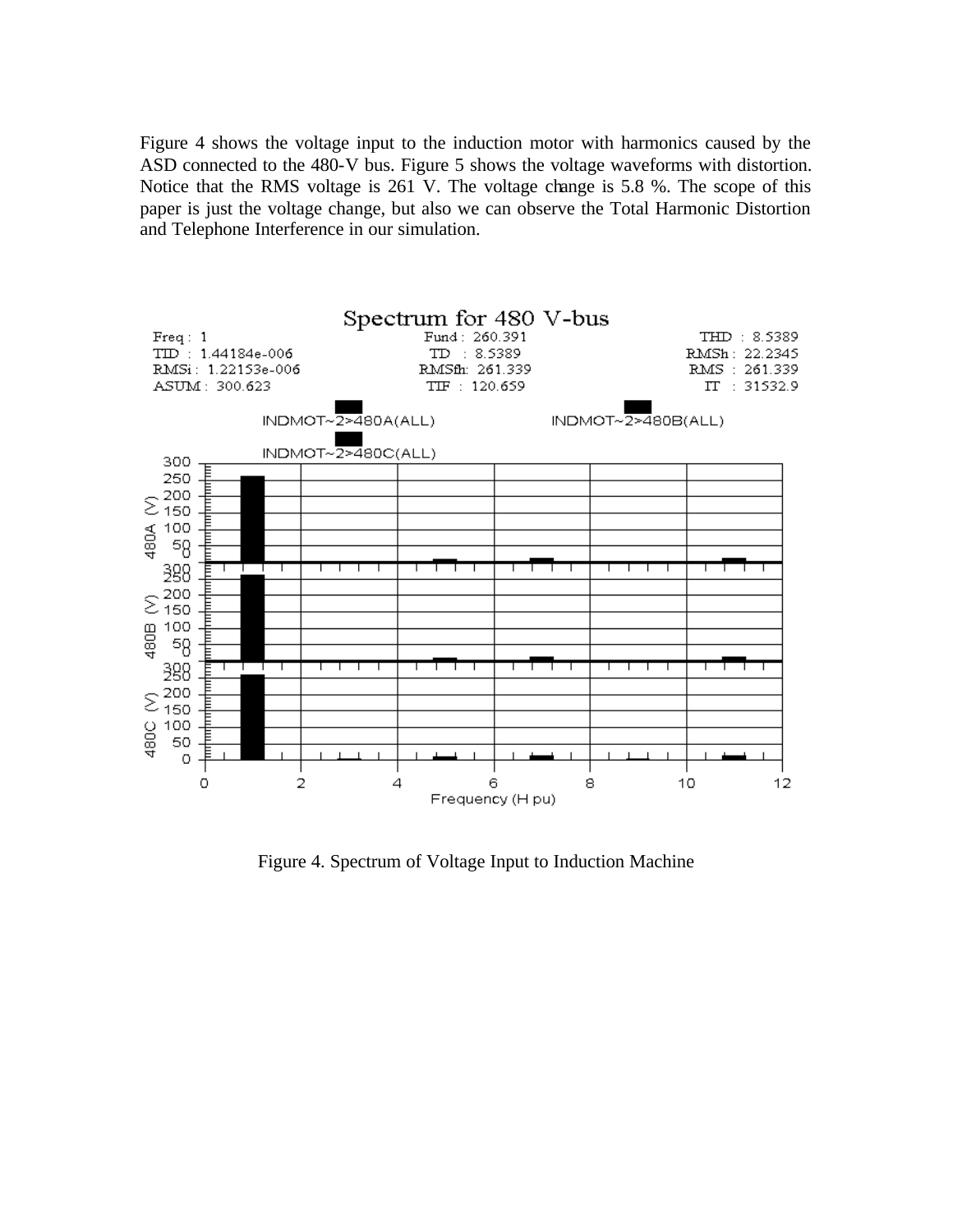Figure 4 shows the voltage input to the induction motor with harmonics caused by the ASD connected to the 480-V bus. Figure 5 shows the voltage waveforms with distortion. Notice that the RMS voltage is 261 V. The voltage change is 5.8 %. The scope of this paper is just the voltage change, but also we can observe the Total Harmonic Distortion and Telephone Interference in our simulation.

Figure 4. Spectrum of Voltage Input to Induction Machine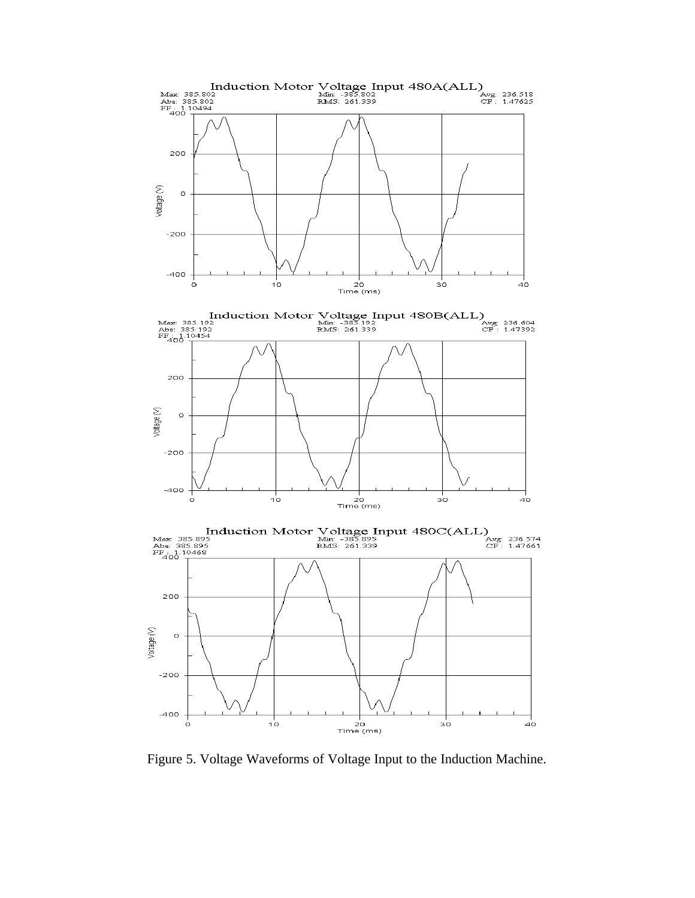Figure 5. Voltage Waveforms of Voltage Input to the Induction Machine.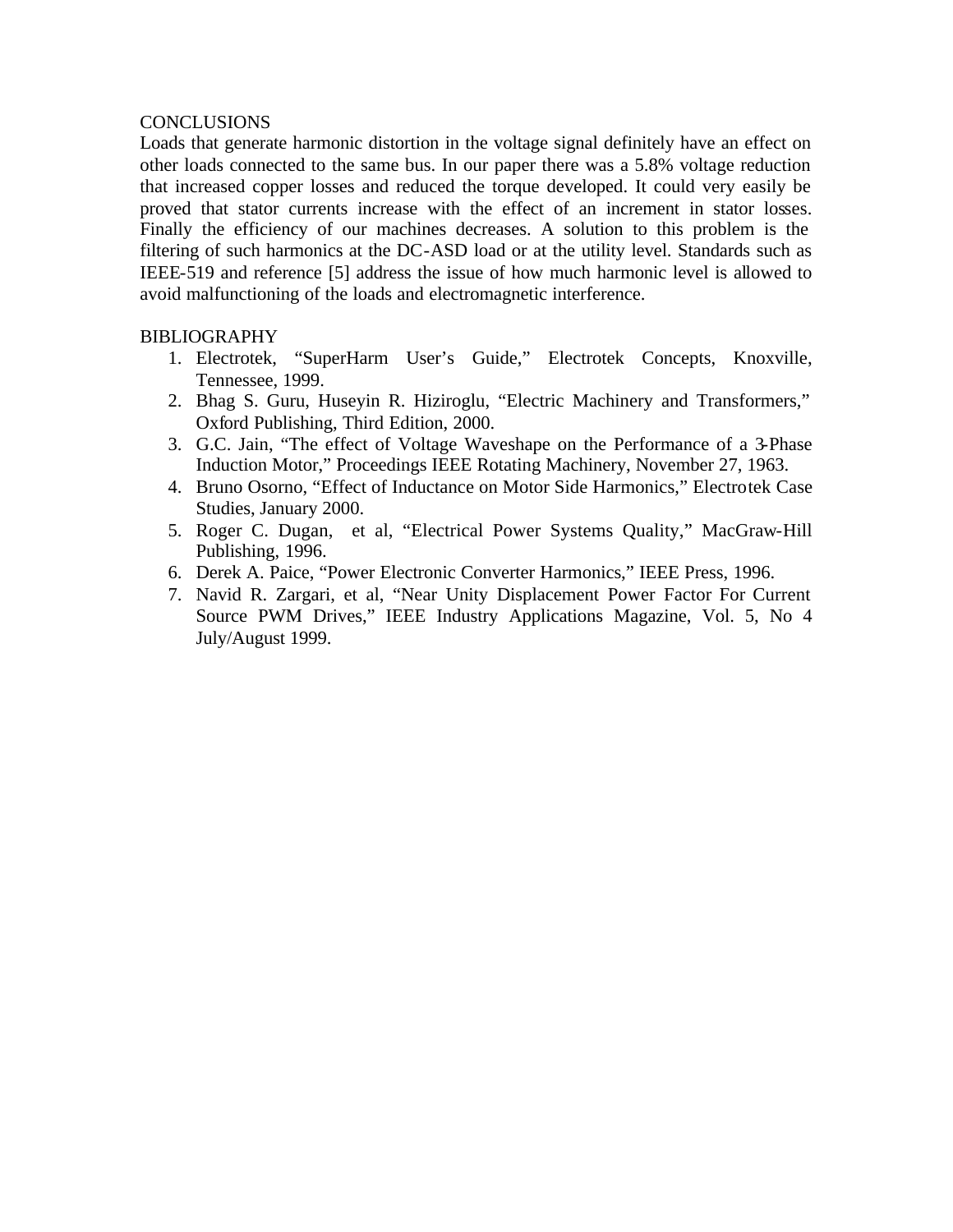## CONCLUSIONS

Loads that generate harmonic distortion in the voltage signal definitely have an effect on other loads connected to the same bus. In our paper there was a 5.8% voltage reduction that increased copper losses and reduced the torque developed. It could very easily be proved that stator currents increase with the effect of an increment in stator losses. Finally the efficiency of our machines decreases. A solution to this problem is the filtering of such harmonics at the DC-ASD load or at the utility level. Standards such as IEEE-519 and reference [5] address the issue of how much harmonic level is allowed to avoid malfunctioning of the loads and electromagnetic interference.

## BIBLIOGRAPHY

1. Electrotek, "SuperHarm User's Guide," Electrotek Concepts, Knoxville, Tennessee, 1999.
2. Bhag S. Guru, Huseyin R. Hiziroglu, "Electric Machinery and Transformers," Oxford Publishing, Third Edition, 2000.
3. G.C. Jain, "The effect of Voltage Waveshape on the Performance of a 3-Phase Induction Motor," Proceedings IEEE Rotating Machinery, November 27, 1963.
4. Bruno Osorno, "Effect of Inductance on Motor Side Harmonics," Electrotek Case Studies, January 2000.
5. Roger C. Dugan, et al, "Electrical Power Systems Quality," MacGraw-Hill Publishing, 1996.
6. Derek A. Paice, "Power Electronic Converter Harmonics," IEEE Press, 1996.
7. Navid R. Zargari, et al, "Near Unity Displacement Power Factor For Current Source PWM Drives," IEEE Industry Applications Magazine, Vol. 5, No 4 July/August 1999.